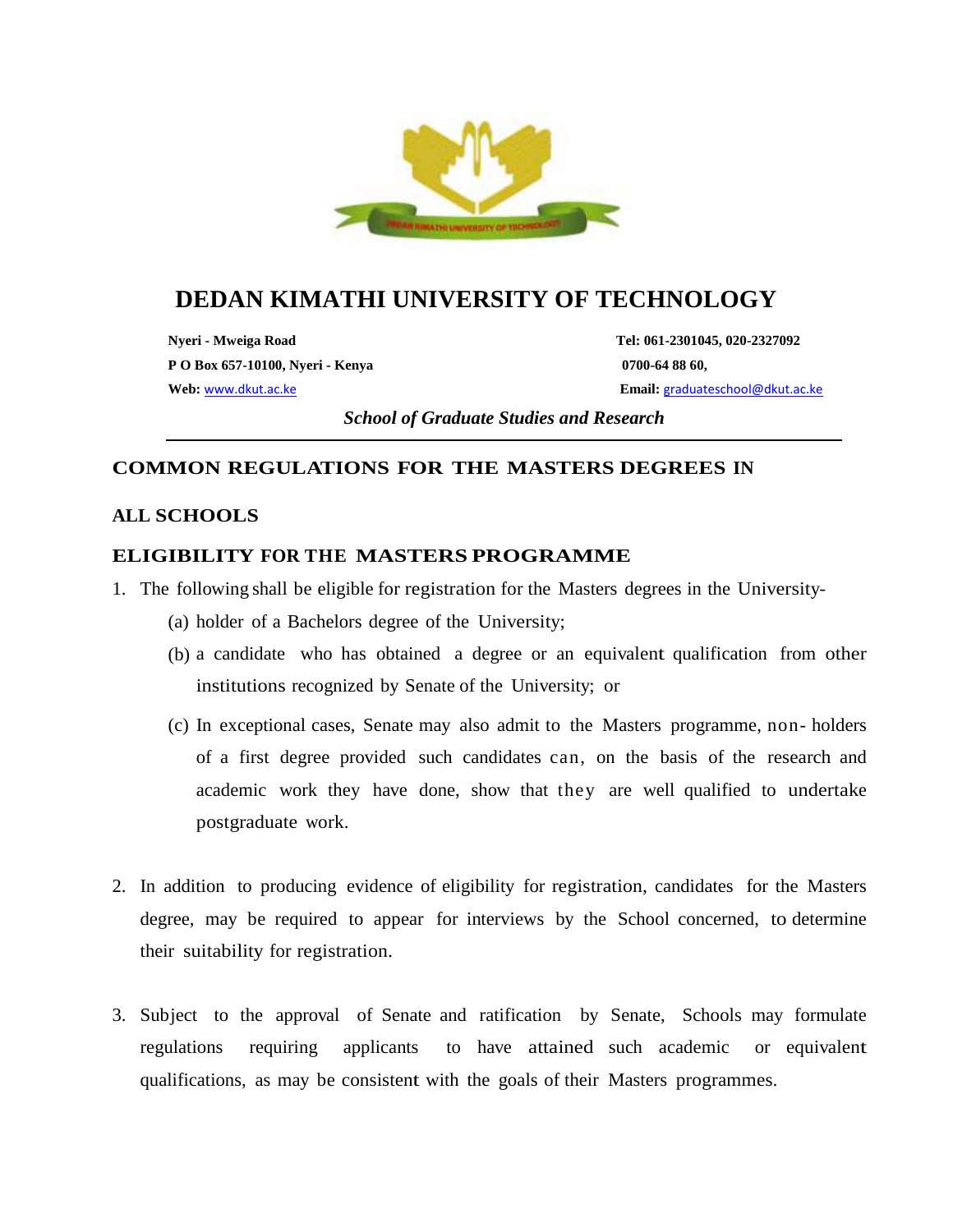# DEDAN KIMATHI UNIVERSITY OF TECHNOLOGY

**Nyeri - Mweiga Road**
**P O Box 657-10100, Nyeri - Kenya**
**Web:** www.dkut.ac.ke

**Tel: 061-2301045, 020-2327092**
**0700-64 88 60,**
**Email:** graduateschool@dkut.ac.ke

***School of Graduate Studies and Research***

---

## COMMON REGULATIONS FOR THE MASTERS DEGREES IN ALL SCHOOLS

## ELIGIBILITY FOR THE MASTERS PROGRAMME

1. The following shall be eligible for registration for the Masters degrees in the University-
   (a) holder of a Bachelors degree of the University;
   (b) a candidate who has obtained a degree or an equivalent qualification from other institutions recognized by Senate of the University; or
   (c) In exceptional cases, Senate may also admit to the Masters programme, non- holders of a first degree provided such candidates can, on the basis of the research and academic work they have done, show that they are well qualified to undertake postgraduate work.

2. In addition to producing evidence of eligibility for registration, candidates for the Masters degree, may be required to appear for interviews by the School concerned, to determine their suitability for registration.

3. Subject to the approval of Senate and ratification by Senate, Schools may formulate regulations requiring applicants to have attained such academic or equivalent qualifications, as may be consistent with the goals of their Masters programmes.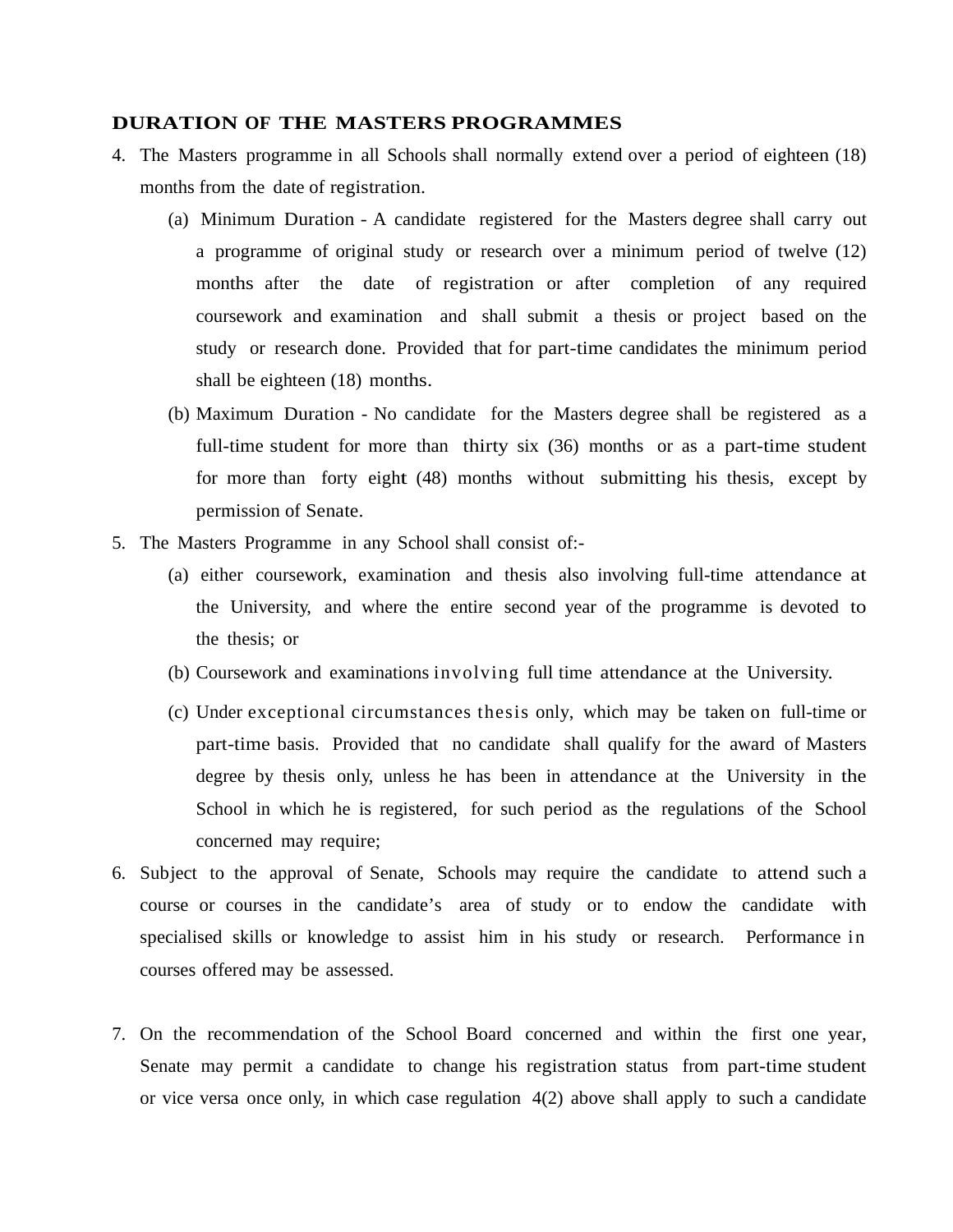## DURATION OF THE MASTERS PROGRAMMES

4. The Masters programme in all Schools shall normally extend over a period of eighteen (18) months from the date of registration.
   (a) Minimum Duration - A candidate registered for the Masters degree shall carry out a programme of original study or research over a minimum period of twelve (12) months after the date of registration or after completion of any required coursework and examination and shall submit a thesis or project based on the study or research done. Provided that for part-time candidates the minimum period shall be eighteen (18) months.
   (b) Maximum Duration - No candidate for the Masters degree shall be registered as a full-time student for more than thirty six (36) months or as a part-time student for more than forty eight (48) months without submitting his thesis, except by permission of Senate.
5. The Masters Programme in any School shall consist of:-
   (a) either coursework, examination and thesis also involving full-time attendance at the University, and where the entire second year of the programme is devoted to the thesis; or
   (b) Coursework and examinations involving full time attendance at the University.
   (c) Under exceptional circumstances thesis only, which may be taken on full-time or part-time basis. Provided that no candidate shall qualify for the award of Masters degree by thesis only, unless he has been in attendance at the University in the School in which he is registered, for such period as the regulations of the School concerned may require;
6. Subject to the approval of Senate, Schools may require the candidate to attend such a course or courses in the candidate's area of study or to endow the candidate with specialised skills or knowledge to assist him in his study or research. Performance in courses offered may be assessed.
7. On the recommendation of the School Board concerned and within the first one year, Senate may permit a candidate to change his registration status from part-time student or vice versa once only, in which case regulation 4(2) above shall apply to such a candidate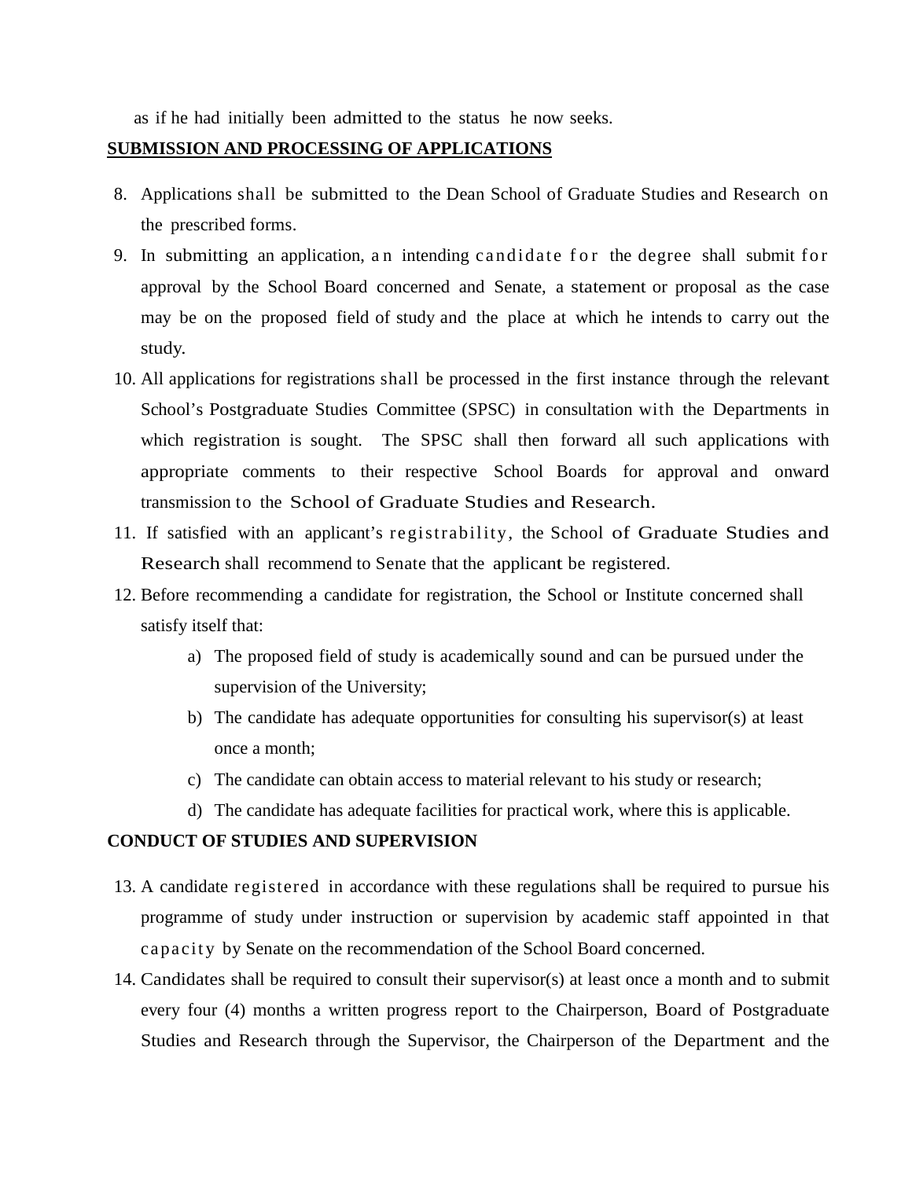as if he had initially been admitted to the status he now seeks.

## SUBMISSION AND PROCESSING OF APPLICATIONS

8. Applications shall be submitted to the Dean School of Graduate Studies and Research on the prescribed forms.
9. In submitting an application, an intending candidate for the degree shall submit for approval by the School Board concerned and Senate, a statement or proposal as the case may be on the proposed field of study and the place at which he intends to carry out the study.
10. All applications for registrations shall be processed in the first instance through the relevant School's Postgraduate Studies Committee (SPSC) in consultation with the Departments in which registration is sought. The SPSC shall then forward all such applications with appropriate comments to their respective School Boards for approval and onward transmission to the School of Graduate Studies and Research.
11. If satisfied with an applicant's registrability, the School of Graduate Studies and Research shall recommend to Senate that the applicant be registered.
12. Before recommending a candidate for registration, the School or Institute concerned shall satisfy itself that:
    a) The proposed field of study is academically sound and can be pursued under the supervision of the University;
    b) The candidate has adequate opportunities for consulting his supervisor(s) at least once a month;
    c) The candidate can obtain access to material relevant to his study or research;
    d) The candidate has adequate facilities for practical work, where this is applicable.

## CONDUCT OF STUDIES AND SUPERVISION

13. A candidate registered in accordance with these regulations shall be required to pursue his programme of study under instruction or supervision by academic staff appointed in that capacity by Senate on the recommendation of the School Board concerned.
14. Candidates shall be required to consult their supervisor(s) at least once a month and to submit every four (4) months a written progress report to the Chairperson, Board of Postgraduate Studies and Research through the Supervisor, the Chairperson of the Department and the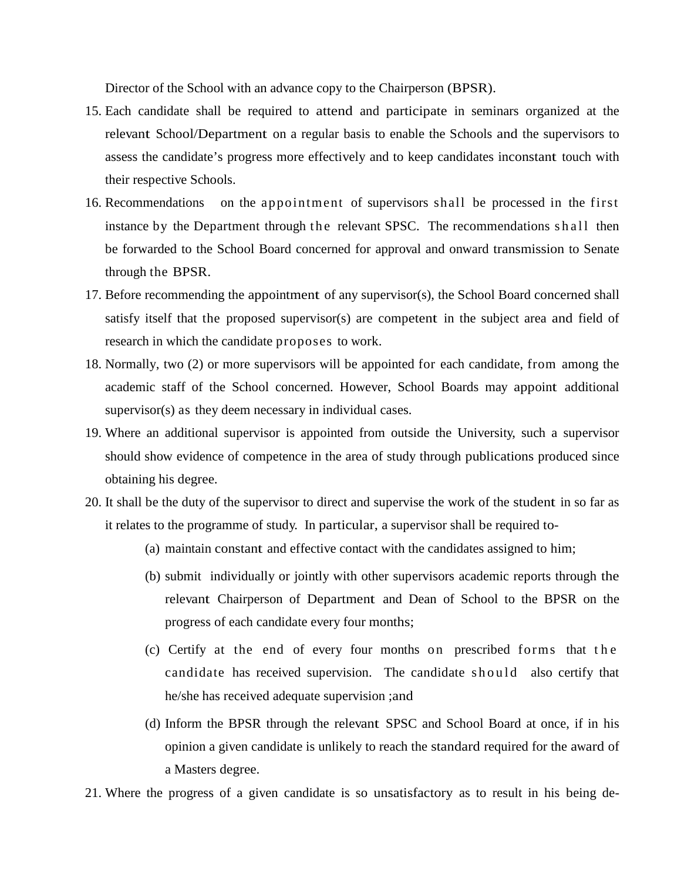Director of the School with an advance copy to the Chairperson (BPSR).

15. Each candidate shall be required to attend and participate in seminars organized at the relevant School/Department on a regular basis to enable the Schools and the supervisors to assess the candidate's progress more effectively and to keep candidates inconstant touch with their respective Schools.
16. Recommendations on the appointment of supervisors shall be processed in the first instance by the Department through the relevant SPSC. The recommendations shall then be forwarded to the School Board concerned for approval and onward transmission to Senate through the BPSR.
17. Before recommending the appointment of any supervisor(s), the School Board concerned shall satisfy itself that the proposed supervisor(s) are competent in the subject area and field of research in which the candidate proposes to work.
18. Normally, two (2) or more supervisors will be appointed for each candidate, from among the academic staff of the School concerned. However, School Boards may appoint additional supervisor(s) as they deem necessary in individual cases.
19. Where an additional supervisor is appointed from outside the University, such a supervisor should show evidence of competence in the area of study through publications produced since obtaining his degree.
20. It shall be the duty of the supervisor to direct and supervise the work of the student in so far as it relates to the programme of study. In particular, a supervisor shall be required to-
    (a) maintain constant and effective contact with the candidates assigned to him;
    (b) submit individually or jointly with other supervisors academic reports through the relevant Chairperson of Department and Dean of School to the BPSR on the progress of each candidate every four months;
    (c) Certify at the end of every four months on prescribed forms that the candidate has received supervision. The candidate should also certify that he/she has received adequate supervision ;and
    (d) Inform the BPSR through the relevant SPSC and School Board at once, if in his opinion a given candidate is unlikely to reach the standard required for the award of a Masters degree.
21. Where the progress of a given candidate is so unsatisfactory as to result in his being de-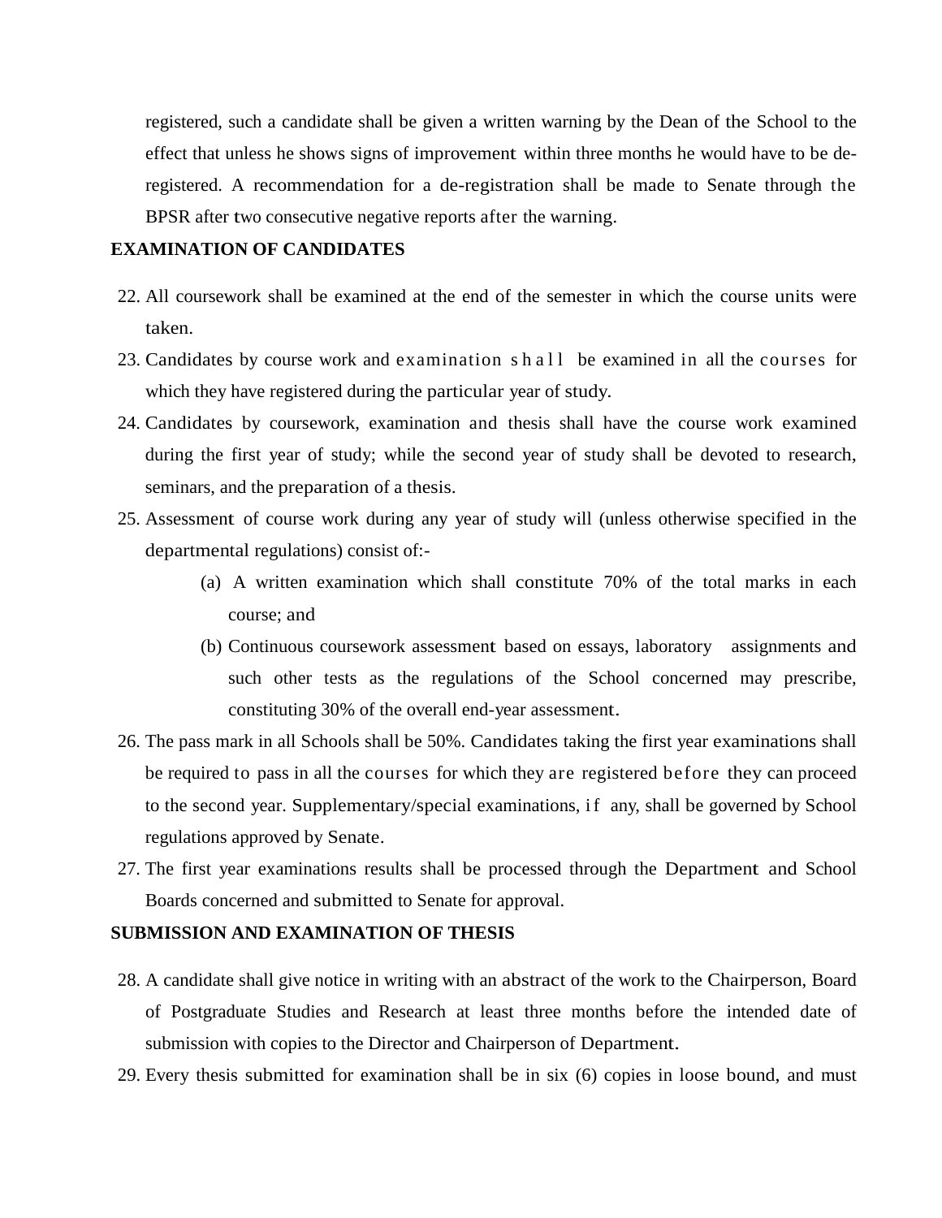registered, such a candidate shall be given a written warning by the Dean of the School to the effect that unless he shows signs of improvement within three months he would have to be de-registered. A recommendation for a de-registration shall be made to Senate through the BPSR after two consecutive negative reports after the warning.

**EXAMINATION OF CANDIDATES**

22. All coursework shall be examined at the end of the semester in which the course units were taken.
23. Candidates by course work and examination shall be examined in all the courses for which they have registered during the particular year of study.
24. Candidates by coursework, examination and thesis shall have the course work examined during the first year of study; while the second year of study shall be devoted to research, seminars, and the preparation of a thesis.
25. Assessment of course work during any year of study will (unless otherwise specified in the departmental regulations) consist of:-
    (a) A written examination which shall constitute 70% of the total marks in each course; and
    (b) Continuous coursework assessment based on essays, laboratory assignments and such other tests as the regulations of the School concerned may prescribe, constituting 30% of the overall end-year assessment.
26. The pass mark in all Schools shall be 50%. Candidates taking the first year examinations shall be required to pass in all the courses for which they are registered before they can proceed to the second year. Supplementary/special examinations, if any, shall be governed by School regulations approved by Senate.
27. The first year examinations results shall be processed through the Department and School Boards concerned and submitted to Senate for approval.

**SUBMISSION AND EXAMINATION OF THESIS**

28. A candidate shall give notice in writing with an abstract of the work to the Chairperson, Board of Postgraduate Studies and Research at least three months before the intended date of submission with copies to the Director and Chairperson of Department.
29. Every thesis submitted for examination shall be in six (6) copies in loose bound, and must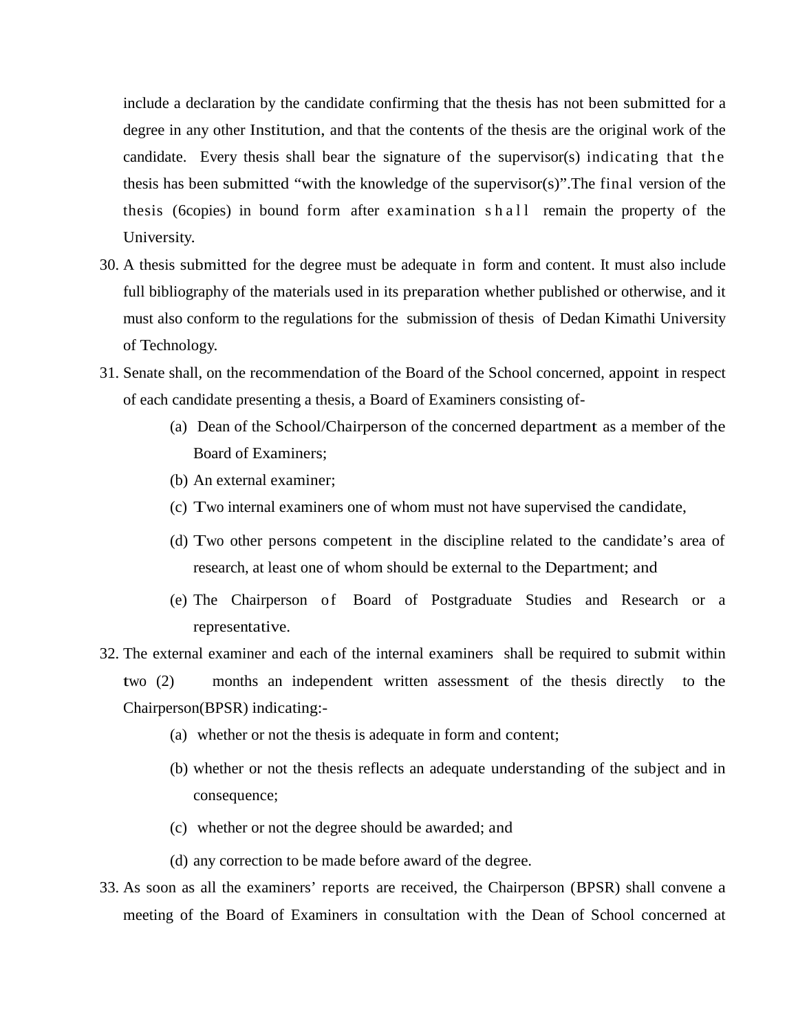include a declaration by the candidate confirming that the thesis has not been submitted for a degree in any other Institution, and that the contents of the thesis are the original work of the candidate. Every thesis shall bear the signature of the supervisor(s) indicating that the thesis has been submitted "with the knowledge of the supervisor(s)".The final version of the thesis (6copies) in bound form after examination shall remain the property of the University.

30. A thesis submitted for the degree must be adequate in form and content. It must also include full bibliography of the materials used in its preparation whether published or otherwise, and it must also conform to the regulations for the submission of thesis of Dedan Kimathi University of Technology.
31. Senate shall, on the recommendation of the Board of the School concerned, appoint in respect of each candidate presenting a thesis, a Board of Examiners consisting of-
    - (a) Dean of the School/Chairperson of the concerned department as a member of the Board of Examiners;
    - (b) An external examiner;
    - (c) Two internal examiners one of whom must not have supervised the candidate,
    - (d) Two other persons competent in the discipline related to the candidate's area of research, at least one of whom should be external to the Department; and
    - (e) The Chairperson of Board of Postgraduate Studies and Research or a representative.
32. The external examiner and each of the internal examiners shall be required to submit within two (2) months an independent written assessment of the thesis directly to the Chairperson(BPSR) indicating:-
    - (a) whether or not the thesis is adequate in form and content;
    - (b) whether or not the thesis reflects an adequate understanding of the subject and in consequence;
    - (c) whether or not the degree should be awarded; and
    - (d) any correction to be made before award of the degree.
33. As soon as all the examiners' reports are received, the Chairperson (BPSR) shall convene a meeting of the Board of Examiners in consultation with the Dean of School concerned at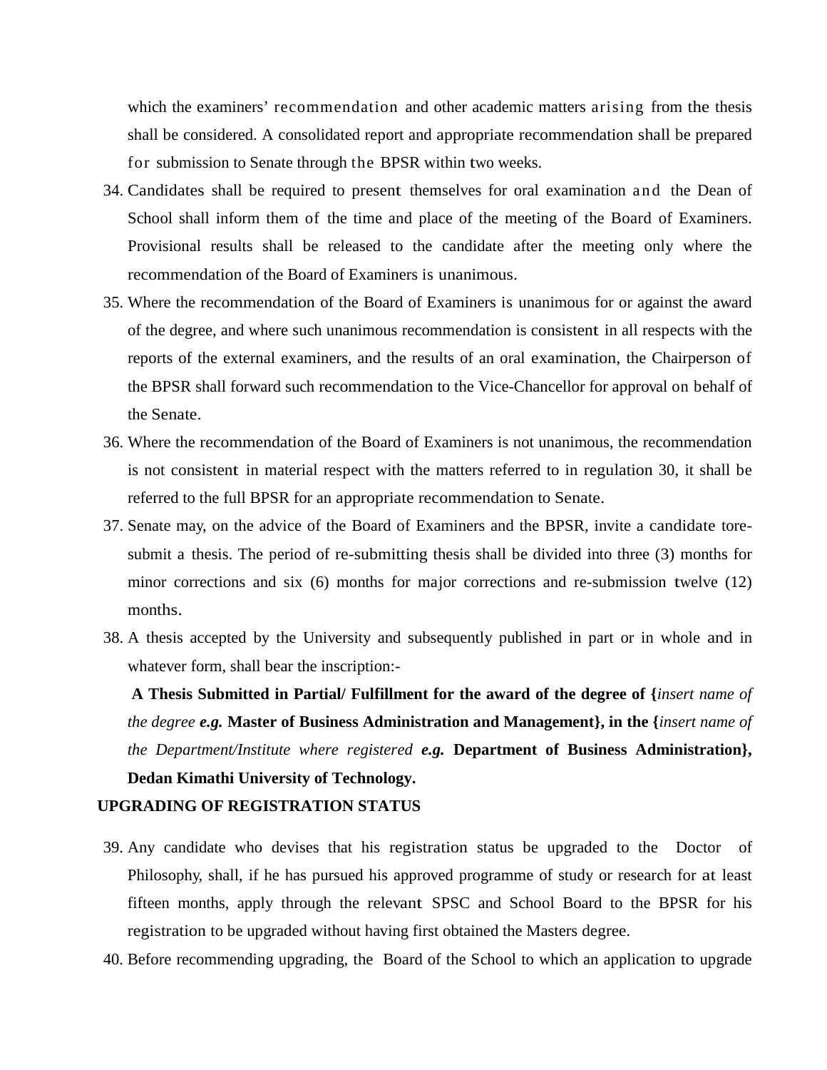which the examiners' recommendation and other academic matters arising from the thesis shall be considered. A consolidated report and appropriate recommendation shall be prepared for submission to Senate through the BPSR within two weeks.

34. Candidates shall be required to present themselves for oral examination and the Dean of School shall inform them of the time and place of the meeting of the Board of Examiners. Provisional results shall be released to the candidate after the meeting only where the recommendation of the Board of Examiners is unanimous.
35. Where the recommendation of the Board of Examiners is unanimous for or against the award of the degree, and where such unanimous recommendation is consistent in all respects with the reports of the external examiners, and the results of an oral examination, the Chairperson of the BPSR shall forward such recommendation to the Vice-Chancellor for approval on behalf of the Senate.
36. Where the recommendation of the Board of Examiners is not unanimous, the recommendation is not consistent in material respect with the matters referred to in regulation 30, it shall be referred to the full BPSR for an appropriate recommendation to Senate.
37. Senate may, on the advice of the Board of Examiners and the BPSR, invite a candidate tore-submit a thesis. The period of re-submitting thesis shall be divided into three (3) months for minor corrections and six (6) months for major corrections and re-submission twelve (12) months.
38. A thesis accepted by the University and subsequently published in part or in whole and in whatever form, shall bear the inscription:-

    **A Thesis Submitted in Partial/ Fulfillment for the award of the degree of {***insert name of the degree* ***e.g.*** **Master of Business Administration and Management}, in the {***insert name of the Department/Institute where registered* ***e.g.*** **Department of Business Administration}, Dedan Kimathi University of Technology.**

**UPGRADING OF REGISTRATION STATUS**

39. Any candidate who devises that his registration status be upgraded to the Doctor of Philosophy, shall, if he has pursued his approved programme of study or research for at least fifteen months, apply through the relevant SPSC and School Board to the BPSR for his registration to be upgraded without having first obtained the Masters degree.
40. Before recommending upgrading, the Board of the School to which an application to upgrade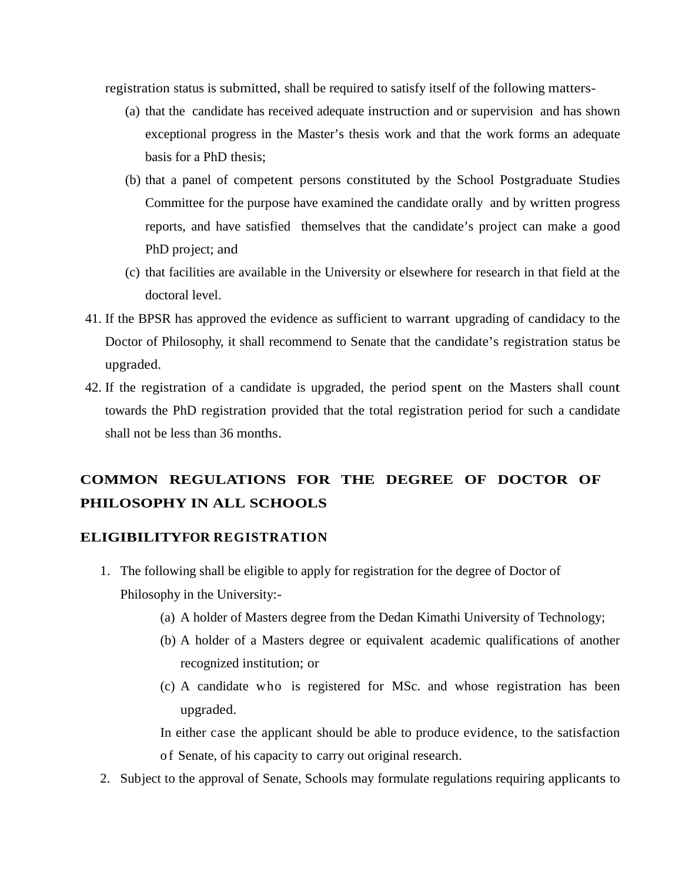registration status is submitted, shall be required to satisfy itself of the following matters-

(a) that the candidate has received adequate instruction and or supervision and has shown exceptional progress in the Master's thesis work and that the work forms an adequate basis for a PhD thesis;

(b) that a panel of competent persons constituted by the School Postgraduate Studies Committee for the purpose have examined the candidate orally and by written progress reports, and have satisfied themselves that the candidate's project can make a good PhD project; and

(c) that facilities are available in the University or elsewhere for research in that field at the doctoral level.

41. If the BPSR has approved the evidence as sufficient to warrant upgrading of candidacy to the Doctor of Philosophy, it shall recommend to Senate that the candidate's registration status be upgraded.

42. If the registration of a candidate is upgraded, the period spent on the Masters shall count towards the PhD registration provided that the total registration period for such a candidate shall not be less than 36 months.

## COMMON REGULATIONS FOR THE DEGREE OF DOCTOR OF PHILOSOPHY IN ALL SCHOOLS

### ELIGIBILITYFOR REGISTRATION

1. The following shall be eligible to apply for registration for the degree of Doctor of Philosophy in the University:-

   (a) A holder of Masters degree from the Dedan Kimathi University of Technology;

   (b) A holder of a Masters degree or equivalent academic qualifications of another recognized institution; or

   (c) A candidate who is registered for MSc. and whose registration has been upgraded.

   In either case the applicant should be able to produce evidence, to the satisfaction of Senate, of his capacity to carry out original research.

2. Subject to the approval of Senate, Schools may formulate regulations requiring applicants to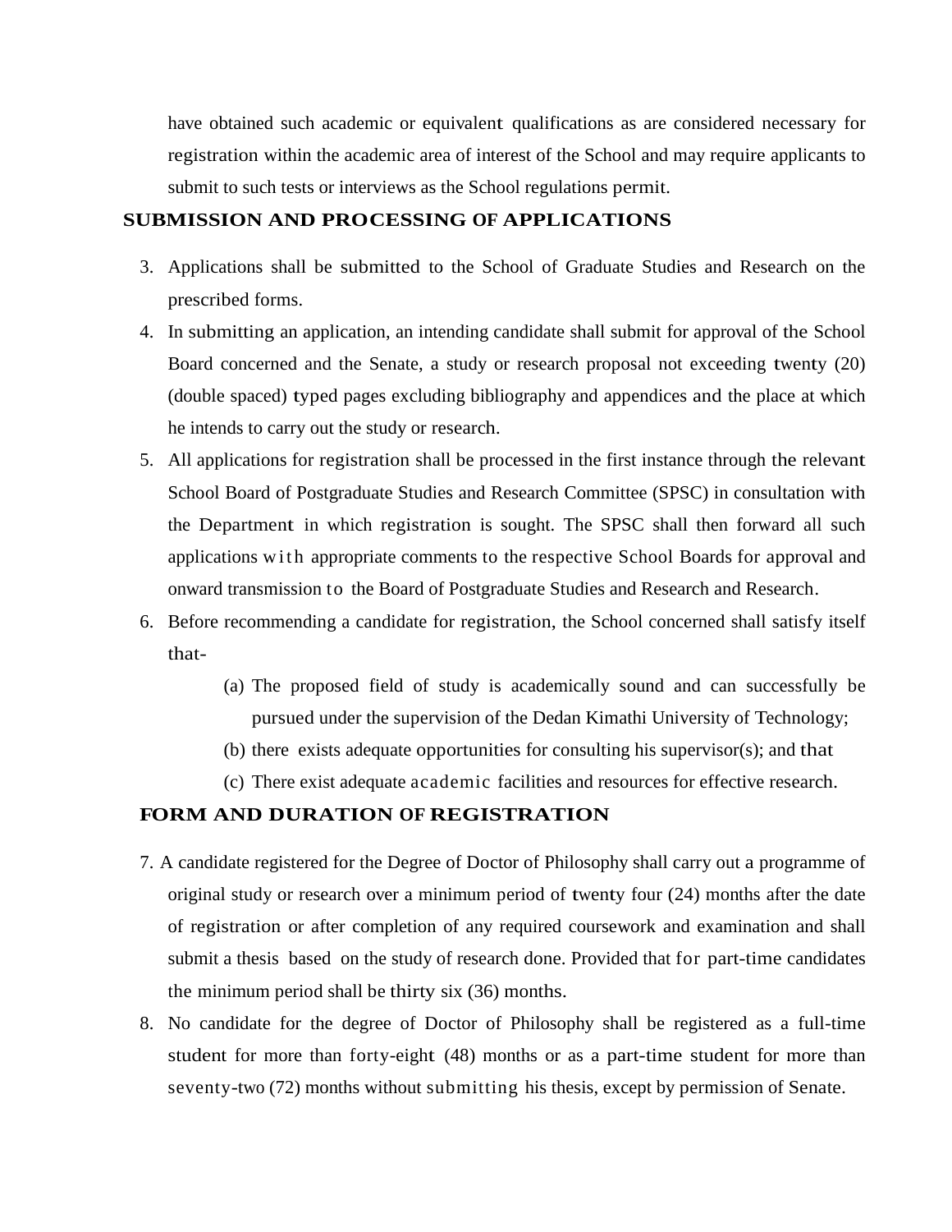have obtained such academic or equivalent qualifications as are considered necessary for registration within the academic area of interest of the School and may require applicants to submit to such tests or interviews as the School regulations permit.

## SUBMISSION AND PROCESSING OF APPLICATIONS

3. Applications shall be submitted to the School of Graduate Studies and Research on the prescribed forms.
4. In submitting an application, an intending candidate shall submit for approval of the School Board concerned and the Senate, a study or research proposal not exceeding twenty (20) (double spaced) typed pages excluding bibliography and appendices and the place at which he intends to carry out the study or research.
5. All applications for registration shall be processed in the first instance through the relevant School Board of Postgraduate Studies and Research Committee (SPSC) in consultation with the Department in which registration is sought. The SPSC shall then forward all such applications with appropriate comments to the respective School Boards for approval and onward transmission to the Board of Postgraduate Studies and Research and Research.
6. Before recommending a candidate for registration, the School concerned shall satisfy itself that-
   (a) The proposed field of study is academically sound and can successfully be pursued under the supervision of the Dedan Kimathi University of Technology;
   (b) there exists adequate opportunities for consulting his supervisor(s); and that
   (c) There exist adequate academic facilities and resources for effective research.

## FORM AND DURATION OF REGISTRATION

7. A candidate registered for the Degree of Doctor of Philosophy shall carry out a programme of original study or research over a minimum period of twenty four (24) months after the date of registration or after completion of any required coursework and examination and shall submit a thesis based on the study of research done. Provided that for part-time candidates the minimum period shall be thirty six (36) months.
8. No candidate for the degree of Doctor of Philosophy shall be registered as a full-time student for more than forty-eight (48) months or as a part-time student for more than seventy-two (72) months without submitting his thesis, except by permission of Senate.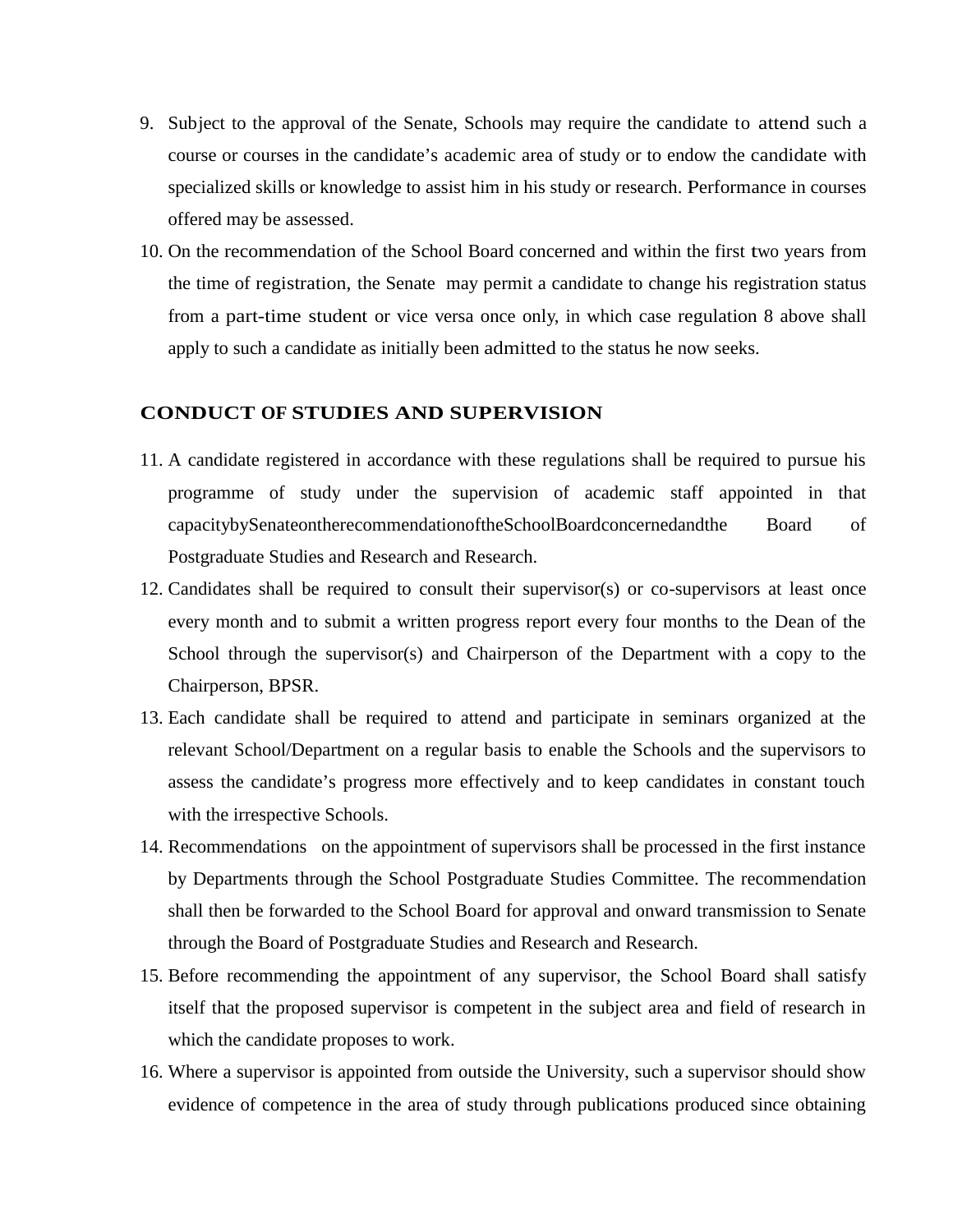9. Subject to the approval of the Senate, Schools may require the candidate to attend such a course or courses in the candidate's academic area of study or to endow the candidate with specialized skills or knowledge to assist him in his study or research. Performance in courses offered may be assessed.
10. On the recommendation of the School Board concerned and within the first two years from the time of registration, the Senate may permit a candidate to change his registration status from a part-time student or vice versa once only, in which case regulation 8 above shall apply to such a candidate as initially been admitted to the status he now seeks.

## CONDUCT OF STUDIES AND SUPERVISION

11. A candidate registered in accordance with these regulations shall be required to pursue his programme of study under the supervision of academic staff appointed in that capacitybySenateontherecommendationoftheSchoolBoardconcernedandthe Board of Postgraduate Studies and Research and Research.
12. Candidates shall be required to consult their supervisor(s) or co-supervisors at least once every month and to submit a written progress report every four months to the Dean of the School through the supervisor(s) and Chairperson of the Department with a copy to the Chairperson, BPSR.
13. Each candidate shall be required to attend and participate in seminars organized at the relevant School/Department on a regular basis to enable the Schools and the supervisors to assess the candidate's progress more effectively and to keep candidates in constant touch with the irrespective Schools.
14. Recommendations on the appointment of supervisors shall be processed in the first instance by Departments through the School Postgraduate Studies Committee. The recommendation shall then be forwarded to the School Board for approval and onward transmission to Senate through the Board of Postgraduate Studies and Research and Research.
15. Before recommending the appointment of any supervisor, the School Board shall satisfy itself that the proposed supervisor is competent in the subject area and field of research in which the candidate proposes to work.
16. Where a supervisor is appointed from outside the University, such a supervisor should show evidence of competence in the area of study through publications produced since obtaining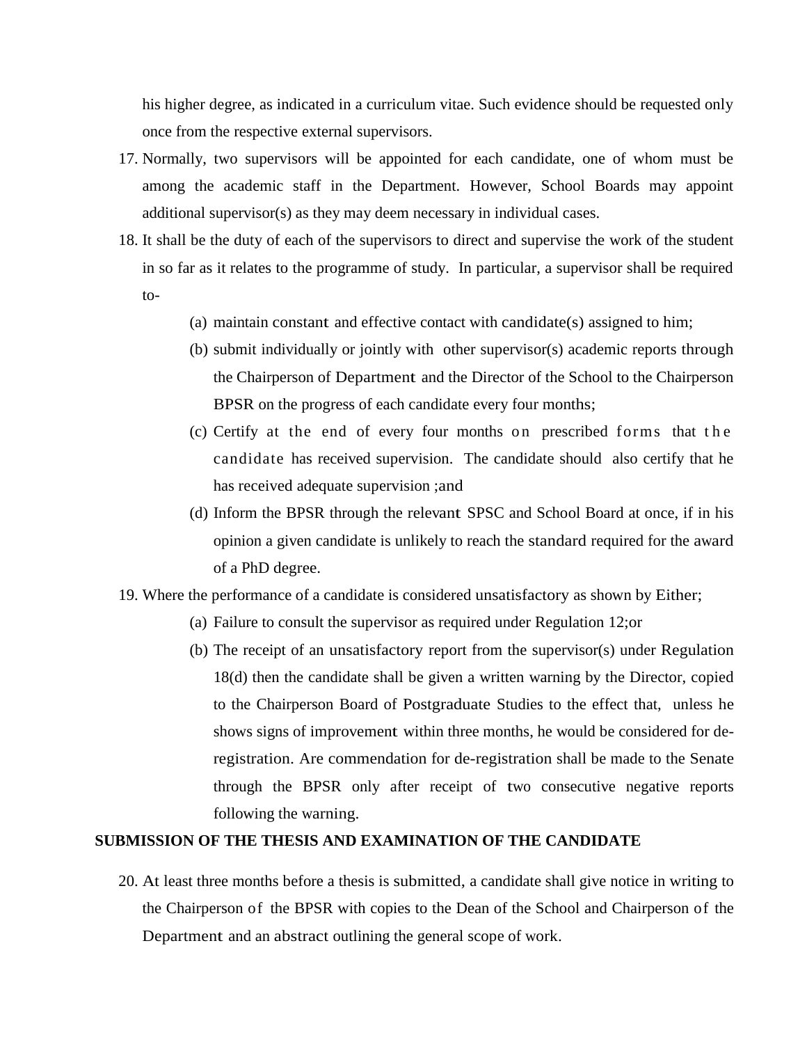his higher degree, as indicated in a curriculum vitae. Such evidence should be requested only once from the respective external supervisors.

17. Normally, two supervisors will be appointed for each candidate, one of whom must be among the academic staff in the Department. However, School Boards may appoint additional supervisor(s) as they may deem necessary in individual cases.
18. It shall be the duty of each of the supervisors to direct and supervise the work of the student in so far as it relates to the programme of study. In particular, a supervisor shall be required to-
    - (a) maintain constant and effective contact with candidate(s) assigned to him;
    - (b) submit individually or jointly with other supervisor(s) academic reports through the Chairperson of Department and the Director of the School to the Chairperson BPSR on the progress of each candidate every four months;
    - (c) Certify at the end of every four months on prescribed forms that the candidate has received supervision. The candidate should also certify that he has received adequate supervision ;and
    - (d) Inform the BPSR through the relevant SPSC and School Board at once, if in his opinion a given candidate is unlikely to reach the standard required for the award of a PhD degree.
19. Where the performance of a candidate is considered unsatisfactory as shown by Either;
    - (a) Failure to consult the supervisor as required under Regulation 12;or
    - (b) The receipt of an unsatisfactory report from the supervisor(s) under Regulation 18(d) then the candidate shall be given a written warning by the Director, copied to the Chairperson Board of Postgraduate Studies to the effect that, unless he shows signs of improvement within three months, he would be considered for de-registration. Are commendation for de-registration shall be made to the Senate through the BPSR only after receipt of two consecutive negative reports following the warning.

**SUBMISSION OF THE THESIS AND EXAMINATION OF THE CANDIDATE**

20. At least three months before a thesis is submitted, a candidate shall give notice in writing to the Chairperson of the BPSR with copies to the Dean of the School and Chairperson of the Department and an abstract outlining the general scope of work.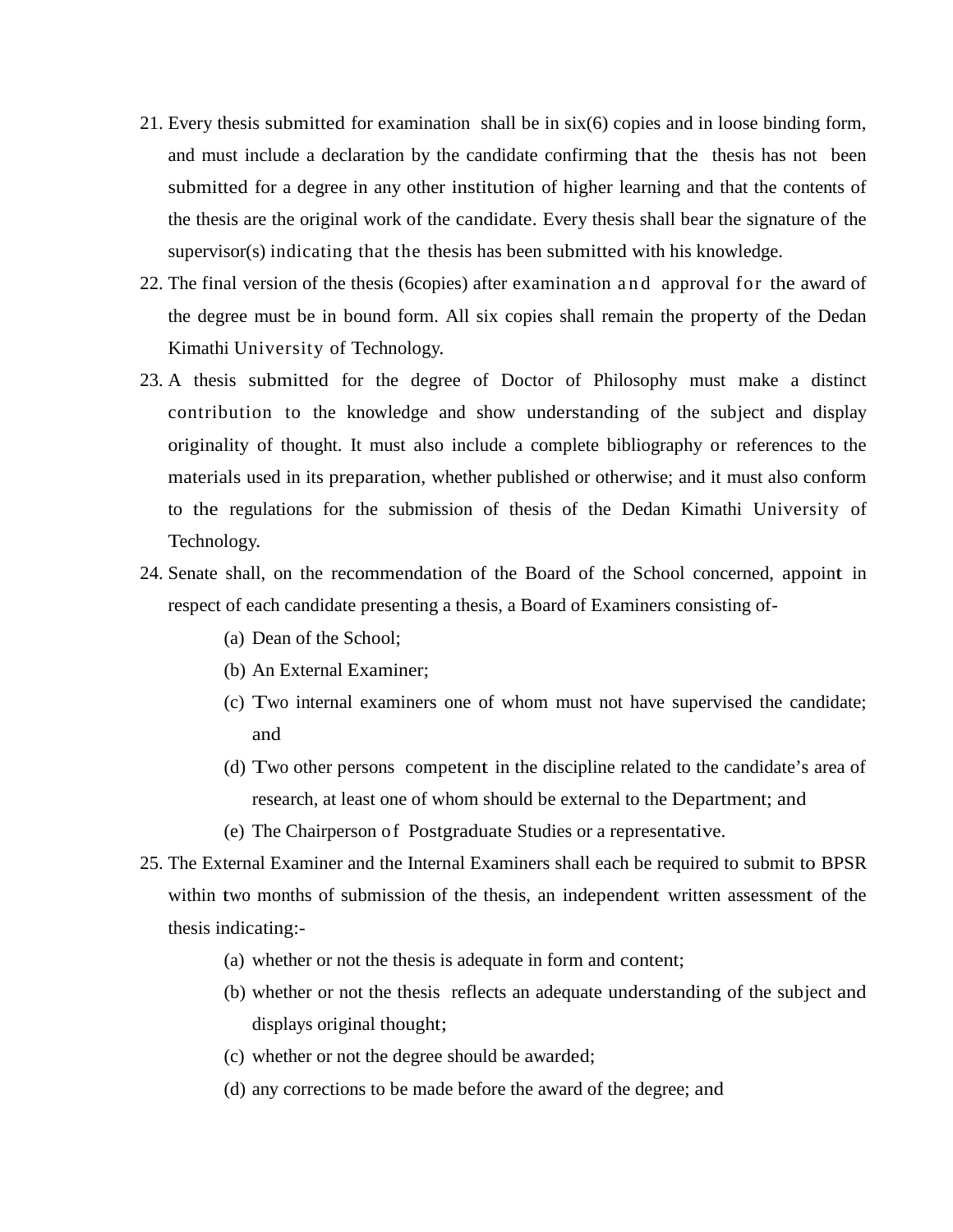21. Every thesis submitted for examination shall be in six(6) copies and in loose binding form, and must include a declaration by the candidate confirming that the thesis has not been submitted for a degree in any other institution of higher learning and that the contents of the thesis are the original work of the candidate. Every thesis shall bear the signature of the supervisor(s) indicating that the thesis has been submitted with his knowledge.
22. The final version of the thesis (6copies) after examination and approval for the award of the degree must be in bound form. All six copies shall remain the property of the Dedan Kimathi University of Technology.
23. A thesis submitted for the degree of Doctor of Philosophy must make a distinct contribution to the knowledge and show understanding of the subject and display originality of thought. It must also include a complete bibliography or references to the materials used in its preparation, whether published or otherwise; and it must also conform to the regulations for the submission of thesis of the Dedan Kimathi University of Technology.
24. Senate shall, on the recommendation of the Board of the School concerned, appoint in respect of each candidate presenting a thesis, a Board of Examiners consisting of-
    (a) Dean of the School;
    (b) An External Examiner;
    (c) Two internal examiners one of whom must not have supervised the candidate; and
    (d) Two other persons competent in the discipline related to the candidate's area of research, at least one of whom should be external to the Department; and
    (e) The Chairperson of Postgraduate Studies or a representative.
25. The External Examiner and the Internal Examiners shall each be required to submit to BPSR within two months of submission of the thesis, an independent written assessment of the thesis indicating:-
    (a) whether or not the thesis is adequate in form and content;
    (b) whether or not the thesis reflects an adequate understanding of the subject and displays original thought;
    (c) whether or not the degree should be awarded;
    (d) any corrections to be made before the award of the degree; and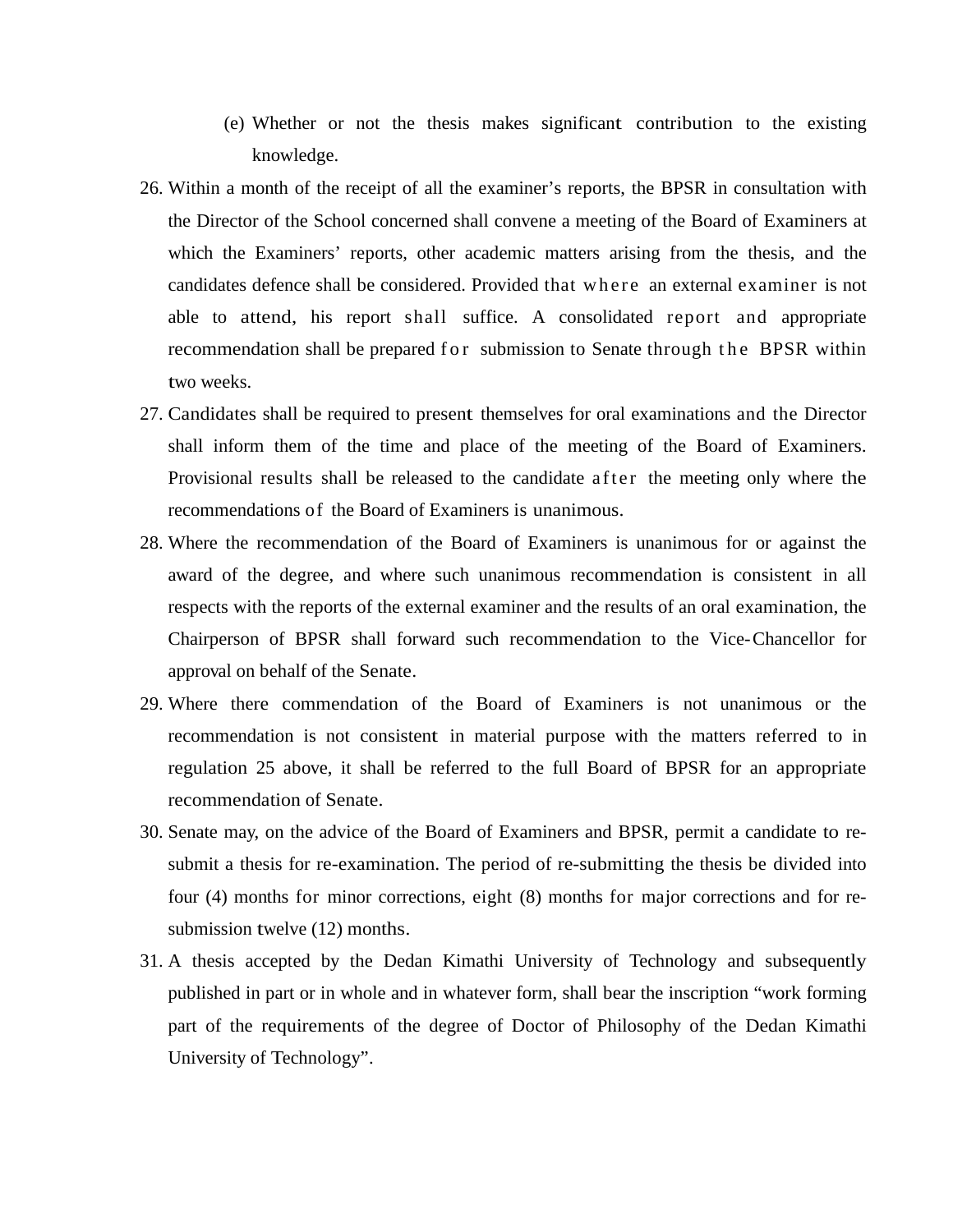(e) Whether or not the thesis makes significant contribution to the existing knowledge.

26. Within a month of the receipt of all the examiner's reports, the BPSR in consultation with the Director of the School concerned shall convene a meeting of the Board of Examiners at which the Examiners' reports, other academic matters arising from the thesis, and the candidates defence shall be considered. Provided that where an external examiner is not able to attend, his report shall suffice. A consolidated report and appropriate recommendation shall be prepared for submission to Senate through the BPSR within two weeks.
27. Candidates shall be required to present themselves for oral examinations and the Director shall inform them of the time and place of the meeting of the Board of Examiners. Provisional results shall be released to the candidate after the meeting only where the recommendations of the Board of Examiners is unanimous.
28. Where the recommendation of the Board of Examiners is unanimous for or against the award of the degree, and where such unanimous recommendation is consistent in all respects with the reports of the external examiner and the results of an oral examination, the Chairperson of BPSR shall forward such recommendation to the Vice-Chancellor for approval on behalf of the Senate.
29. Where there commendation of the Board of Examiners is not unanimous or the recommendation is not consistent in material purpose with the matters referred to in regulation 25 above, it shall be referred to the full Board of BPSR for an appropriate recommendation of Senate.
30. Senate may, on the advice of the Board of Examiners and BPSR, permit a candidate to re-submit a thesis for re-examination. The period of re-submitting the thesis be divided into four (4) months for minor corrections, eight (8) months for major corrections and for re-submission twelve (12) months.
31. A thesis accepted by the Dedan Kimathi University of Technology and subsequently published in part or in whole and in whatever form, shall bear the inscription "work forming part of the requirements of the degree of Doctor of Philosophy of the Dedan Kimathi University of Technology".